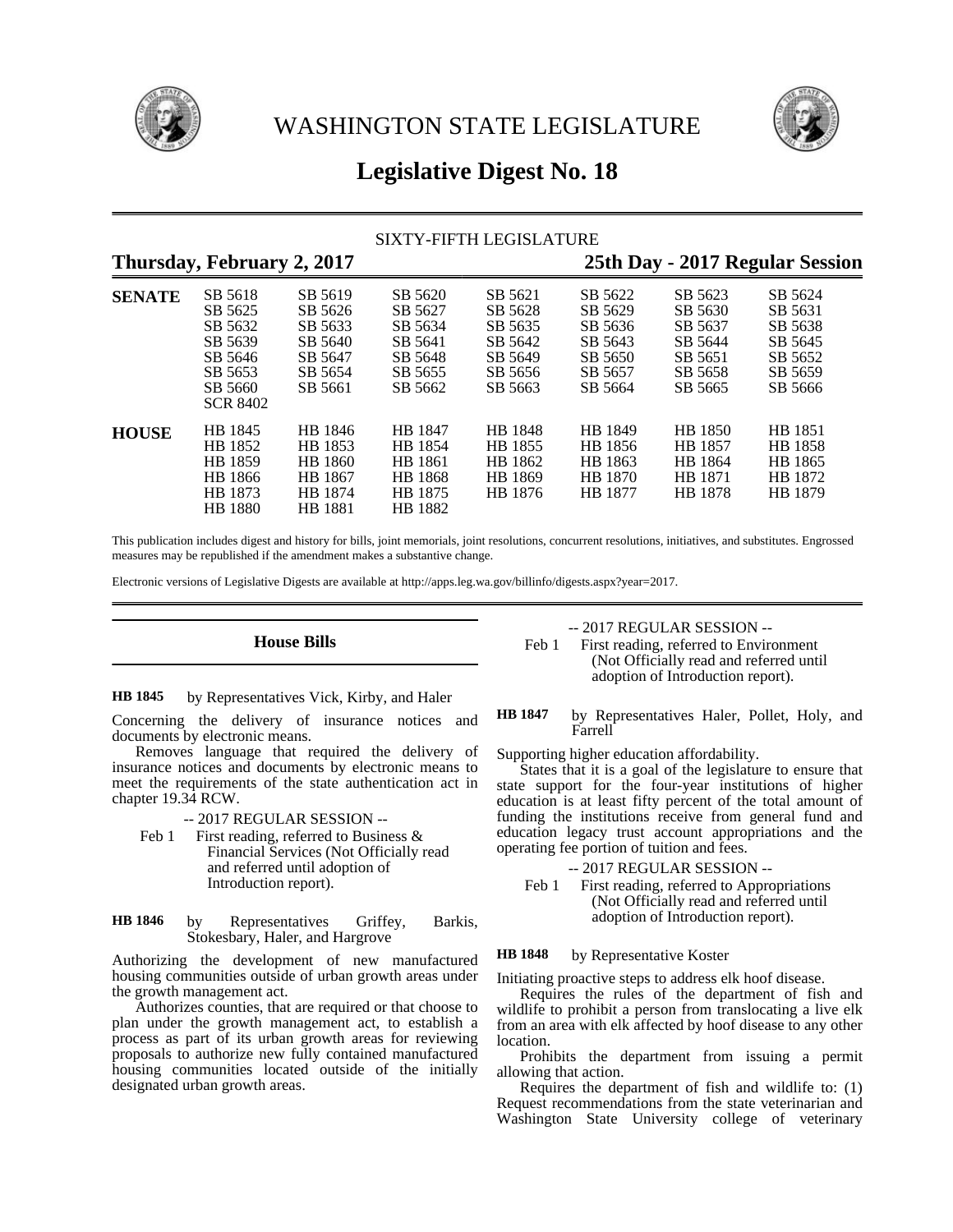# WASHINGTON STATE LEGISLATURE

# Legislative Digest No. 18

SIXTY-FIFTH LEGISLATURE

**Thursday, February 2, 2017** **25th Day - 2017 Regular Session**

| | | | | | | | |
|---|---|---|---|---|---|---|---|
| **SENATE** | SB 5618 | SB 5619 | SB 5620 | SB 5621 | SB 5622 | SB 5623 | SB 5624 |
| | SB 5625 | SB 5626 | SB 5627 | SB 5628 | SB 5629 | SB 5630 | SB 5631 |
| | SB 5632 | SB 5633 | SB 5634 | SB 5635 | SB 5636 | SB 5637 | SB 5638 |
| | SB 5639 | SB 5640 | SB 5641 | SB 5642 | SB 5643 | SB 5644 | SB 5645 |
| | SB 5646 | SB 5647 | SB 5648 | SB 5649 | SB 5650 | SB 5651 | SB 5652 |
| | SB 5653 | SB 5654 | SB 5655 | SB 5656 | SB 5657 | SB 5658 | SB 5659 |
| | SB 5660 | SB 5661 | SB 5662 | SB 5663 | SB 5664 | SB 5665 | SB 5666 |
| | SCR 8402 | | | | | | |
| **HOUSE** | HB 1845 | HB 1846 | HB 1847 | HB 1848 | HB 1849 | HB 1850 | HB 1851 |
| | HB 1852 | HB 1853 | HB 1854 | HB 1855 | HB 1856 | HB 1857 | HB 1858 |
| | HB 1859 | HB 1860 | HB 1861 | HB 1862 | HB 1863 | HB 1864 | HB 1865 |
| | HB 1866 | HB 1867 | HB 1868 | HB 1869 | HB 1870 | HB 1871 | HB 1872 |
| | HB 1873 | HB 1874 | HB 1875 | HB 1876 | HB 1877 | HB 1878 | HB 1879 |
| | HB 1880 | HB 1881 | HB 1882 | | | | |

This publication includes digest and history for bills, joint memorials, joint resolutions, concurrent resolutions, initiatives, and substitutes. Engrossed measures may be republished if the amendment makes a substantive change.

Electronic versions of Legislative Digests are available at http://apps.leg.wa.gov/billinfo/digests.aspx?year=2017.

## House Bills

**HB 1845** by Representatives Vick, Kirby, and Haler

Concerning the delivery of insurance notices and documents by electronic means.

Removes language that required the delivery of insurance notices and documents by electronic means to meet the requirements of the state authentication act in chapter 19.34 RCW.

-- 2017 REGULAR SESSION --

Feb 1 First reading, referred to Business & Financial Services (Not Officially read and referred until adoption of Introduction report).

**HB 1846** by Representatives Griffey, Barkis, Stokesbary, Haler, and Hargrove

Authorizing the development of new manufactured housing communities outside of urban growth areas under the growth management act.

Authorizes counties, that are required or that choose to plan under the growth management act, to establish a process as part of its urban growth areas for reviewing proposals to authorize new fully contained manufactured housing communities located outside of the initially designated urban growth areas.

-- 2017 REGULAR SESSION --

Feb 1 First reading, referred to Environment (Not Officially read and referred until adoption of Introduction report).

**HB 1847** by Representatives Haler, Pollet, Holy, and Farrell

Supporting higher education affordability.

States that it is a goal of the legislature to ensure that state support for the four-year institutions of higher education is at least fifty percent of the total amount of funding the institutions receive from general fund and education legacy trust account appropriations and the operating fee portion of tuition and fees.

-- 2017 REGULAR SESSION --

Feb 1 First reading, referred to Appropriations (Not Officially read and referred until adoption of Introduction report).

**HB 1848** by Representative Koster

Initiating proactive steps to address elk hoof disease.

Requires the rules of the department of fish and wildlife to prohibit a person from translocating a live elk from an area with elk affected by hoof disease to any other location.

Prohibits the department from issuing a permit allowing that action.

Requires the department of fish and wildlife to: (1) Request recommendations from the state veterinarian and Washington State University college of veterinary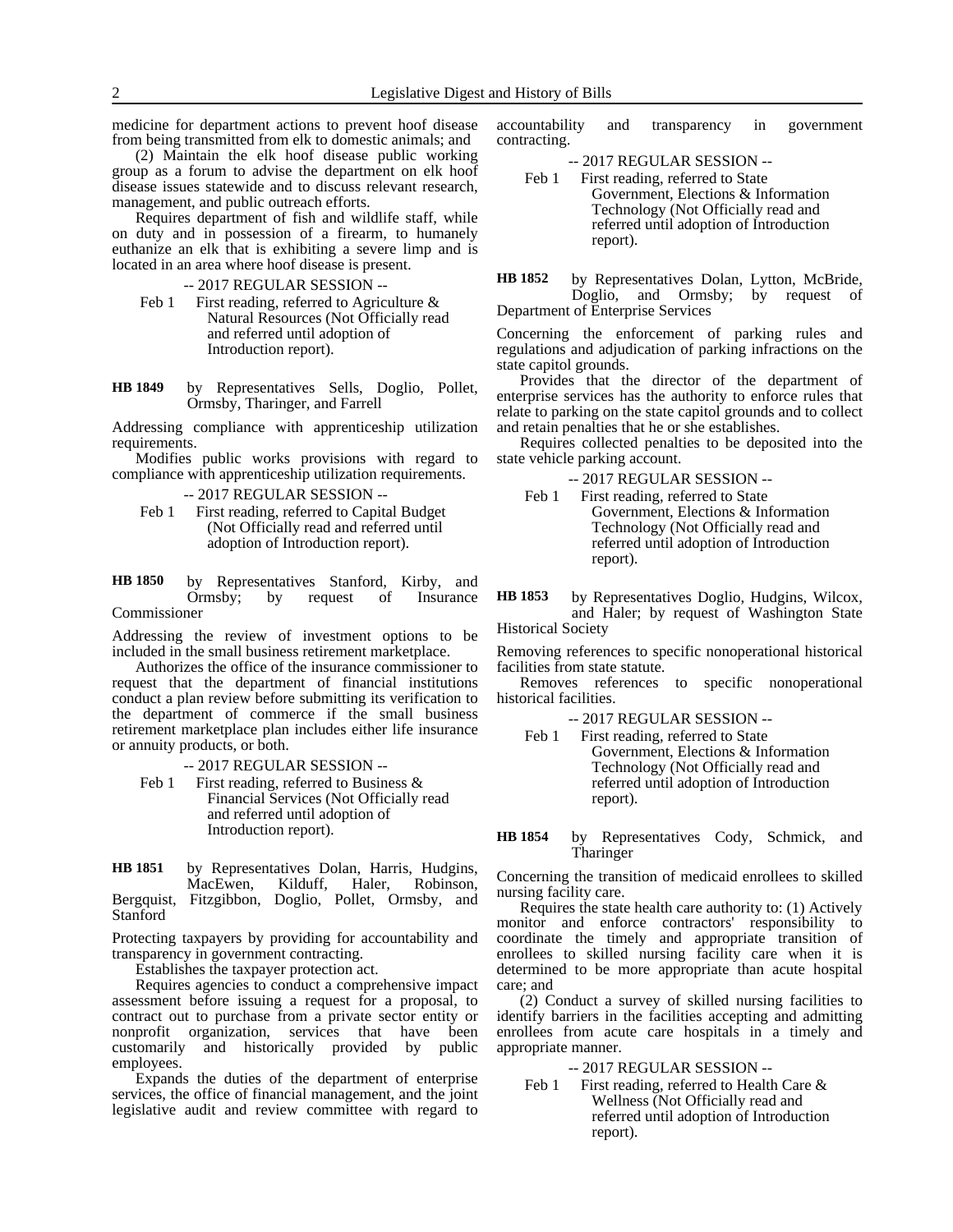medicine for department actions to prevent hoof disease from being transmitted from elk to domestic animals; and

(2) Maintain the elk hoof disease public working group as a forum to advise the department on elk hoof disease issues statewide and to discuss relevant research, management, and public outreach efforts.

Requires department of fish and wildlife staff, while on duty and in possession of a firearm, to humanely euthanize an elk that is exhibiting a severe limp and is located in an area where hoof disease is present.

-- 2017 REGULAR SESSION --

Feb 1 First reading, referred to Agriculture & Natural Resources (Not Officially read and referred until adoption of Introduction report).

**HB 1849** by Representatives Sells, Doglio, Pollet, Ormsby, Tharinger, and Farrell

Addressing compliance with apprenticeship utilization requirements.

Modifies public works provisions with regard to compliance with apprenticeship utilization requirements.

-- 2017 REGULAR SESSION --

Feb 1 First reading, referred to Capital Budget (Not Officially read and referred until adoption of Introduction report).

**HB 1850** by Representatives Stanford, Kirby, and Ormsby; by request of Insurance Commissioner

Addressing the review of investment options to be included in the small business retirement marketplace.

Authorizes the office of the insurance commissioner to request that the department of financial institutions conduct a plan review before submitting its verification to the department of commerce if the small business retirement marketplace plan includes either life insurance or annuity products, or both.

-- 2017 REGULAR SESSION --

Feb 1 First reading, referred to Business & Financial Services (Not Officially read and referred until adoption of Introduction report).

**HB 1851** by Representatives Dolan, Harris, Hudgins, MacEwen, Kilduff, Haler, Robinson, Bergquist, Fitzgibbon, Doglio, Pollet, Ormsby, and Stanford

Protecting taxpayers by providing for accountability and transparency in government contracting.

Establishes the taxpayer protection act.

Requires agencies to conduct a comprehensive impact assessment before issuing a request for a proposal, to contract out to purchase from a private sector entity or nonprofit organization, services that have been customarily and historically provided by public employees.

Expands the duties of the department of enterprise services, the office of financial management, and the joint legislative audit and review committee with regard to accountability and transparency in government contracting.

-- 2017 REGULAR SESSION --

Feb 1 First reading, referred to State Government, Elections & Information Technology (Not Officially read and referred until adoption of Introduction report).

**HB 1852** by Representatives Dolan, Lytton, McBride, Doglio, and Ormsby; by request of Department of Enterprise Services

Concerning the enforcement of parking rules and regulations and adjudication of parking infractions on the state capitol grounds.

Provides that the director of the department of enterprise services has the authority to enforce rules that relate to parking on the state capitol grounds and to collect and retain penalties that he or she establishes.

Requires collected penalties to be deposited into the state vehicle parking account.

-- 2017 REGULAR SESSION --

Feb 1 First reading, referred to State Government, Elections & Information Technology (Not Officially read and referred until adoption of Introduction report).

**HB 1853** by Representatives Doglio, Hudgins, Wilcox, and Haler; by request of Washington State Historical Society

Removing references to specific nonoperational historical facilities from state statute.

Removes references to specific nonoperational historical facilities.

-- 2017 REGULAR SESSION --

Feb 1 First reading, referred to State Government, Elections & Information Technology (Not Officially read and referred until adoption of Introduction report).

**HB 1854** by Representatives Cody, Schmick, and Tharinger

Concerning the transition of medicaid enrollees to skilled nursing facility care.

Requires the state health care authority to: (1) Actively monitor and enforce contractors' responsibility to coordinate the timely and appropriate transition of enrollees to skilled nursing facility care when it is determined to be more appropriate than acute hospital care; and

(2) Conduct a survey of skilled nursing facilities to identify barriers in the facilities accepting and admitting enrollees from acute care hospitals in a timely and appropriate manner.

-- 2017 REGULAR SESSION --

Feb 1 First reading, referred to Health Care & Wellness (Not Officially read and referred until adoption of Introduction report).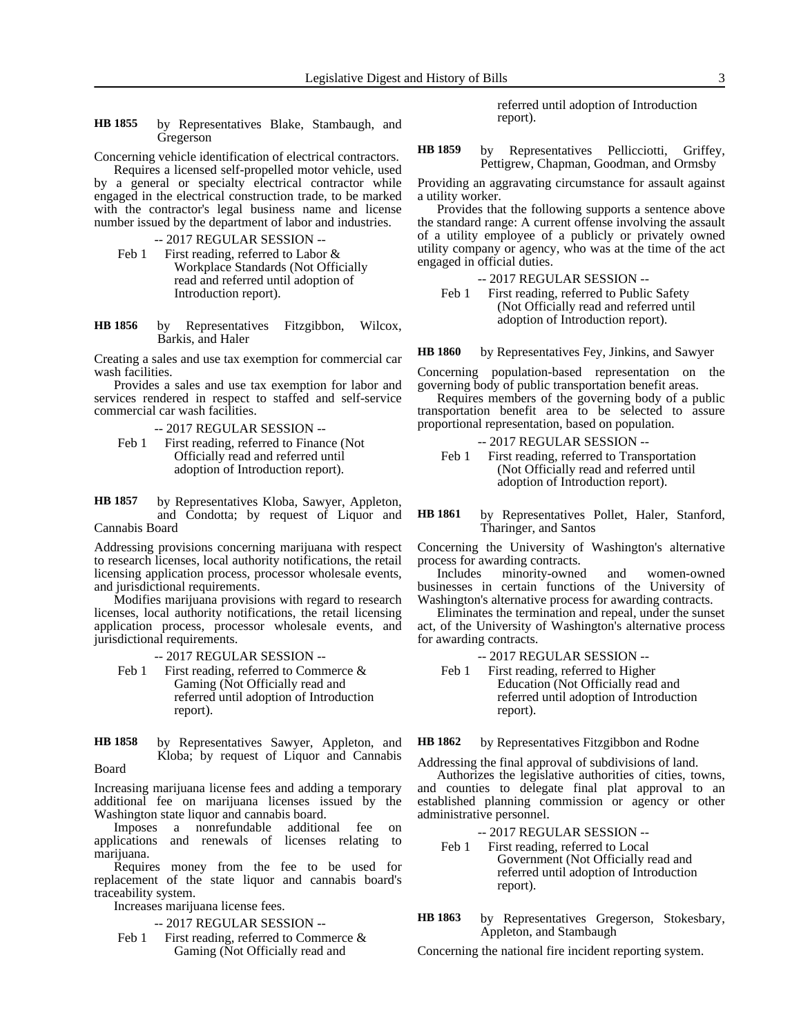**HB 1855** by Representatives Blake, Stambaugh, and Gregerson

Concerning vehicle identification of electrical contractors.

Requires a licensed self-propelled motor vehicle, used by a general or specialty electrical contractor while engaged in the electrical construction trade, to be marked with the contractor's legal business name and license number issued by the department of labor and industries.

-- 2017 REGULAR SESSION --

Feb 1 First reading, referred to Labor & Workplace Standards (Not Officially read and referred until adoption of Introduction report).

**HB 1856** by Representatives Fitzgibbon, Wilcox, Barkis, and Haler

Creating a sales and use tax exemption for commercial car wash facilities.

Provides a sales and use tax exemption for labor and services rendered in respect to staffed and self-service commercial car wash facilities.

-- 2017 REGULAR SESSION --

Feb 1 First reading, referred to Finance (Not Officially read and referred until adoption of Introduction report).

**HB 1857** by Representatives Kloba, Sawyer, Appleton, and Condotta; by request of Liquor and Cannabis Board

Addressing provisions concerning marijuana with respect to research licenses, local authority notifications, the retail licensing application process, processor wholesale events, and jurisdictional requirements.

Modifies marijuana provisions with regard to research licenses, local authority notifications, the retail licensing application process, processor wholesale events, and jurisdictional requirements.

-- 2017 REGULAR SESSION --

Feb 1 First reading, referred to Commerce & Gaming (Not Officially read and referred until adoption of Introduction report).

**HB 1858** by Representatives Sawyer, Appleton, and Kloba; by request of Liquor and Cannabis Board

Increasing marijuana license fees and adding a temporary additional fee on marijuana licenses issued by the Washington state liquor and cannabis board.

Imposes a nonrefundable additional fee on applications and renewals of licenses relating to marijuana.

Requires money from the fee to be used for replacement of the state liquor and cannabis board's traceability system.

Increases marijuana license fees.

-- 2017 REGULAR SESSION --

Feb 1 First reading, referred to Commerce & Gaming (Not Officially read and referred until adoption of Introduction report).

**HB 1859** by Representatives Pellicciotti, Griffey, Pettigrew, Chapman, Goodman, and Ormsby

Providing an aggravating circumstance for assault against a utility worker.

Provides that the following supports a sentence above the standard range: A current offense involving the assault of a utility employee of a publicly or privately owned utility company or agency, who was at the time of the act engaged in official duties.

-- 2017 REGULAR SESSION --

Feb 1 First reading, referred to Public Safety (Not Officially read and referred until adoption of Introduction report).

**HB 1860** by Representatives Fey, Jinkins, and Sawyer

Concerning population-based representation on the governing body of public transportation benefit areas.

Requires members of the governing body of a public transportation benefit area to be selected to assure proportional representation, based on population.

-- 2017 REGULAR SESSION --

Feb 1 First reading, referred to Transportation (Not Officially read and referred until adoption of Introduction report).

**HB 1861** by Representatives Pollet, Haler, Stanford, Tharinger, and Santos

Concerning the University of Washington's alternative process for awarding contracts.

Includes minority-owned and women-owned businesses in certain functions of the University of Washington's alternative process for awarding contracts.

Eliminates the termination and repeal, under the sunset act, of the University of Washington's alternative process for awarding contracts.

-- 2017 REGULAR SESSION --

Feb 1 First reading, referred to Higher Education (Not Officially read and referred until adoption of Introduction report).

**HB 1862** by Representatives Fitzgibbon and Rodne

Addressing the final approval of subdivisions of land.

Authorizes the legislative authorities of cities, towns, and counties to delegate final plat approval to an established planning commission or agency or other administrative personnel.

-- 2017 REGULAR SESSION --

Feb 1 First reading, referred to Local Government (Not Officially read and referred until adoption of Introduction report).

**HB 1863** by Representatives Gregerson, Stokesbary, Appleton, and Stambaugh

Concerning the national fire incident reporting system.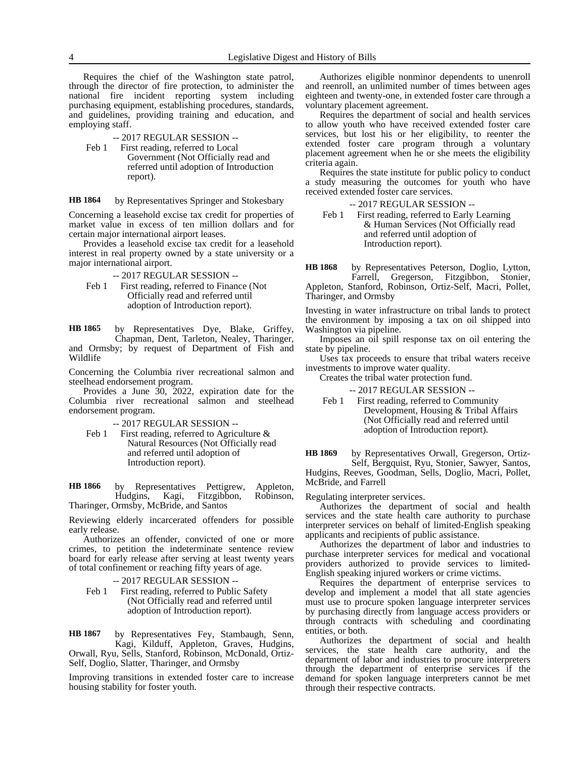Requires the chief of the Washington state patrol, through the director of fire protection, to administer the national fire incident reporting system including purchasing equipment, establishing procedures, standards, and guidelines, providing training and education, and employing staff.

-- 2017 REGULAR SESSION --

Feb 1 First reading, referred to Local Government (Not Officially read and referred until adoption of Introduction report).

**HB 1864** by Representatives Springer and Stokesbary

Concerning a leasehold excise tax credit for properties of market value in excess of ten million dollars and for certain major international airport leases.

Provides a leasehold excise tax credit for a leasehold interest in real property owned by a state university or a major international airport.

-- 2017 REGULAR SESSION --

Feb 1 First reading, referred to Finance (Not Officially read and referred until adoption of Introduction report).

**HB 1865** by Representatives Dye, Blake, Griffey, Chapman, Dent, Tarleton, Nealey, Tharinger, and Ormsby; by request of Department of Fish and Wildlife

Concerning the Columbia river recreational salmon and steelhead endorsement program.

Provides a June 30, 2022, expiration date for the Columbia river recreational salmon and steelhead endorsement program.

-- 2017 REGULAR SESSION --

Feb 1 First reading, referred to Agriculture & Natural Resources (Not Officially read and referred until adoption of Introduction report).

**HB 1866** by Representatives Pettigrew, Appleton, Hudgins, Kagi, Fitzgibbon, Robinson, Tharinger, Ormsby, McBride, and Santos

Reviewing elderly incarcerated offenders for possible early release.

Authorizes an offender, convicted of one or more crimes, to petition the indeterminate sentence review board for early release after serving at least twenty years of total confinement or reaching fifty years of age.

-- 2017 REGULAR SESSION --

Feb 1 First reading, referred to Public Safety (Not Officially read and referred until adoption of Introduction report).

**HB 1867** by Representatives Fey, Stambaugh, Senn, Kagi, Kilduff, Appleton, Graves, Hudgins, Orwall, Ryu, Sells, Stanford, Robinson, McDonald, Ortiz-Self, Doglio, Slatter, Tharinger, and Ormsby

Improving transitions in extended foster care to increase housing stability for foster youth.

Authorizes eligible nonminor dependents to unenroll and reenroll, an unlimited number of times between ages eighteen and twenty-one, in extended foster care through a voluntary placement agreement.

Requires the department of social and health services to allow youth who have received extended foster care services, but lost his or her eligibility, to reenter the extended foster care program through a voluntary placement agreement when he or she meets the eligibility criteria again.

Requires the state institute for public policy to conduct a study measuring the outcomes for youth who have received extended foster care services.

-- 2017 REGULAR SESSION --

Feb 1 First reading, referred to Early Learning & Human Services (Not Officially read and referred until adoption of Introduction report).

**HB 1868** by Representatives Peterson, Doglio, Lytton, Farrell, Gregerson, Fitzgibbon, Stonier, Appleton, Stanford, Robinson, Ortiz-Self, Macri, Pollet, Tharinger, and Ormsby

Investing in water infrastructure on tribal lands to protect the environment by imposing a tax on oil shipped into Washington via pipeline.

Imposes an oil spill response tax on oil entering the state by pipeline.

Uses tax proceeds to ensure that tribal waters receive investments to improve water quality.

Creates the tribal water protection fund.

-- 2017 REGULAR SESSION --

Feb 1 First reading, referred to Community Development, Housing & Tribal Affairs (Not Officially read and referred until adoption of Introduction report).

**HB 1869** by Representatives Orwall, Gregerson, Ortiz-Self, Bergquist, Ryu, Stonier, Sawyer, Santos, Hudgins, Reeves, Goodman, Sells, Doglio, Macri, Pollet, McBride, and Farrell

Regulating interpreter services.

Authorizes the department of social and health services and the state health care authority to purchase interpreter services on behalf of limited-English speaking applicants and recipients of public assistance.

Authorizes the department of labor and industries to purchase interpreter services for medical and vocational providers authorized to provide services to limited-English speaking injured workers or crime victims.

Requires the department of enterprise services to develop and implement a model that all state agencies must use to procure spoken language interpreter services by purchasing directly from language access providers or through contracts with scheduling and coordinating entities, or both.

Authorizes the department of social and health services, the state health care authority, and the department of labor and industries to procure interpreters through the department of enterprise services if the demand for spoken language interpreters cannot be met through their respective contracts.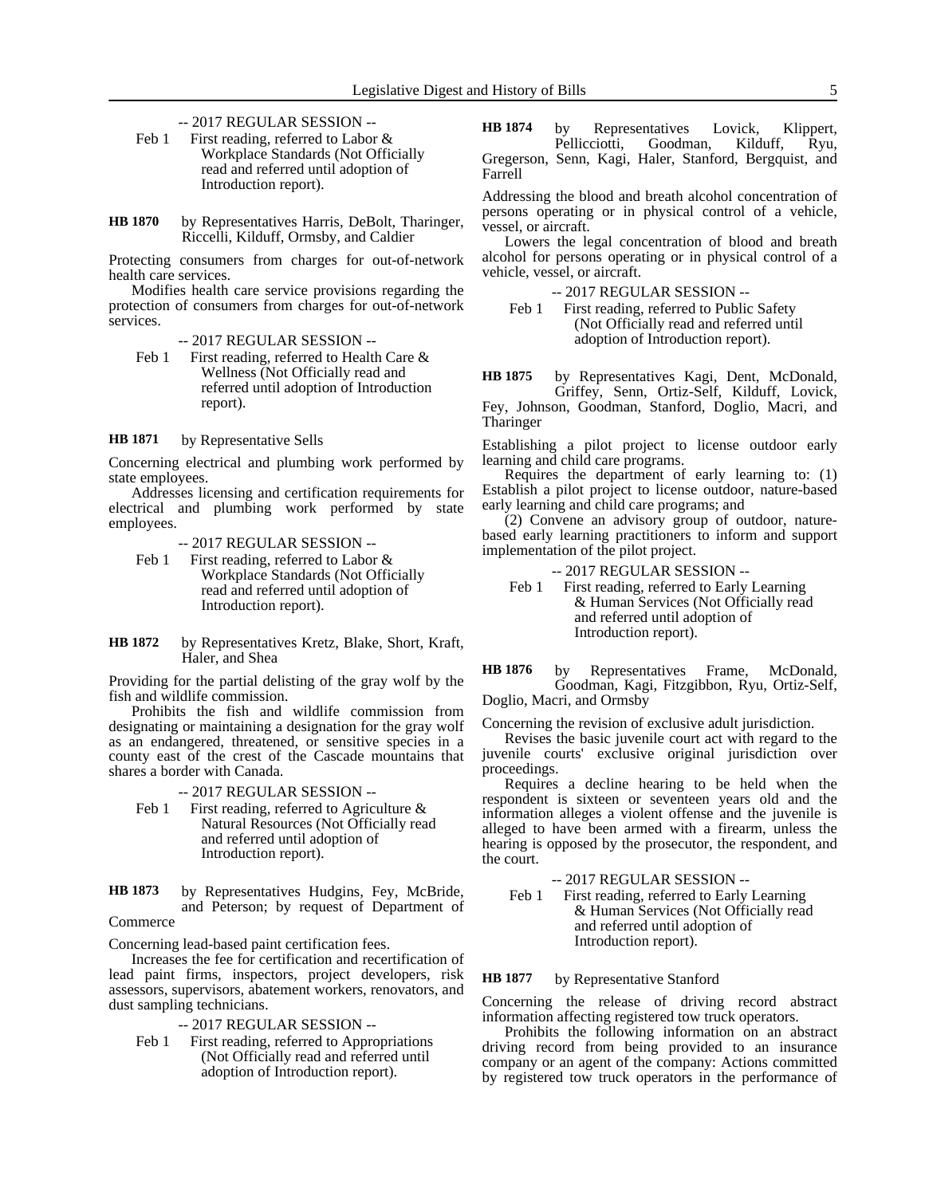-- 2017 REGULAR SESSION --

Feb 1 First reading, referred to Labor & Workplace Standards (Not Officially read and referred until adoption of Introduction report).

**HB 1870** by Representatives Harris, DeBolt, Tharinger, Riccelli, Kilduff, Ormsby, and Caldier

Protecting consumers from charges for out-of-network health care services.

Modifies health care service provisions regarding the protection of consumers from charges for out-of-network services.

-- 2017 REGULAR SESSION --

Feb 1 First reading, referred to Health Care & Wellness (Not Officially read and referred until adoption of Introduction report).

**HB 1871** by Representative Sells

Concerning electrical and plumbing work performed by state employees.

Addresses licensing and certification requirements for electrical and plumbing work performed by state employees.

-- 2017 REGULAR SESSION --

Feb 1 First reading, referred to Labor & Workplace Standards (Not Officially read and referred until adoption of Introduction report).

**HB 1872** by Representatives Kretz, Blake, Short, Kraft, Haler, and Shea

Providing for the partial delisting of the gray wolf by the fish and wildlife commission.

Prohibits the fish and wildlife commission from designating or maintaining a designation for the gray wolf as an endangered, threatened, or sensitive species in a county east of the crest of the Cascade mountains that shares a border with Canada.

-- 2017 REGULAR SESSION --

Feb 1 First reading, referred to Agriculture & Natural Resources (Not Officially read and referred until adoption of Introduction report).

**HB 1873** by Representatives Hudgins, Fey, McBride, and Peterson; by request of Department of Commerce

Concerning lead-based paint certification fees.

Increases the fee for certification and recertification of lead paint firms, inspectors, project developers, risk assessors, supervisors, abatement workers, renovators, and dust sampling technicians.

-- 2017 REGULAR SESSION --

Feb 1 First reading, referred to Appropriations (Not Officially read and referred until adoption of Introduction report).

**HB 1874** by Representatives Lovick, Klippert, Pellicciotti, Goodman, Kilduff, Ryu, Gregerson, Senn, Kagi, Haler, Stanford, Bergquist, and Farrell

Addressing the blood and breath alcohol concentration of persons operating or in physical control of a vehicle, vessel, or aircraft.

Lowers the legal concentration of blood and breath alcohol for persons operating or in physical control of a vehicle, vessel, or aircraft.

-- 2017 REGULAR SESSION --

Feb 1 First reading, referred to Public Safety (Not Officially read and referred until adoption of Introduction report).

**HB 1875** by Representatives Kagi, Dent, McDonald, Griffey, Senn, Ortiz-Self, Kilduff, Lovick, Fey, Johnson, Goodman, Stanford, Doglio, Macri, and Tharinger

Establishing a pilot project to license outdoor early learning and child care programs.

Requires the department of early learning to: (1) Establish a pilot project to license outdoor, nature-based early learning and child care programs; and

(2) Convene an advisory group of outdoor, nature-based early learning practitioners to inform and support implementation of the pilot project.

-- 2017 REGULAR SESSION --

Feb 1 First reading, referred to Early Learning & Human Services (Not Officially read and referred until adoption of Introduction report).

**HB 1876** by Representatives Frame, McDonald, Goodman, Kagi, Fitzgibbon, Ryu, Ortiz-Self, Doglio, Macri, and Ormsby

Concerning the revision of exclusive adult jurisdiction.

Revises the basic juvenile court act with regard to the juvenile courts' exclusive original jurisdiction over proceedings.

Requires a decline hearing to be held when the respondent is sixteen or seventeen years old and the information alleges a violent offense and the juvenile is alleged to have been armed with a firearm, unless the hearing is opposed by the prosecutor, the respondent, and the court.

-- 2017 REGULAR SESSION --

Feb 1 First reading, referred to Early Learning & Human Services (Not Officially read and referred until adoption of Introduction report).

**HB 1877** by Representative Stanford

Concerning the release of driving record abstract information affecting registered tow truck operators.

Prohibits the following information on an abstract driving record from being provided to an insurance company or an agent of the company: Actions committed by registered tow truck operators in the performance of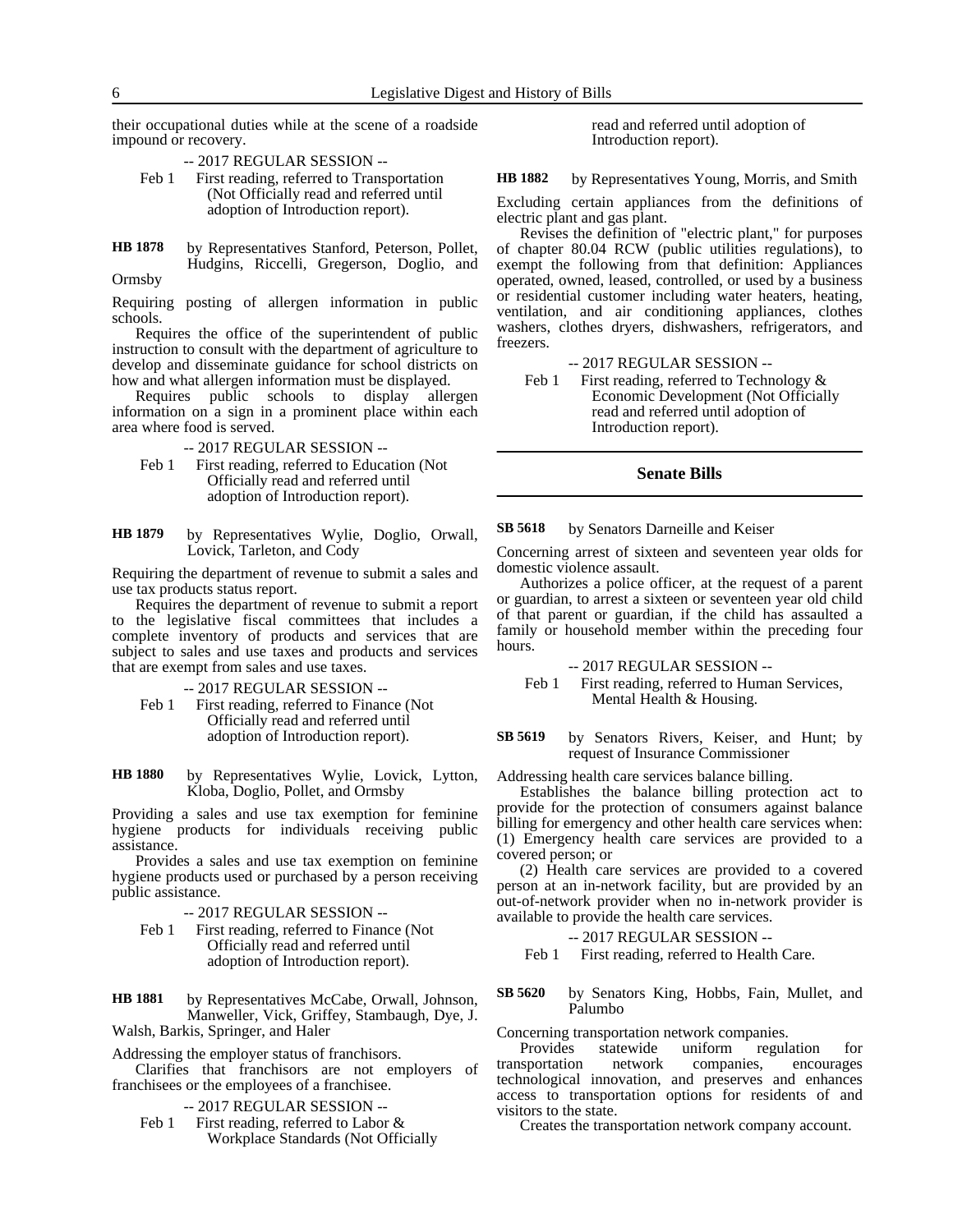their occupational duties while at the scene of a roadside impound or recovery.

-- 2017 REGULAR SESSION --

Feb 1 First reading, referred to Transportation (Not Officially read and referred until adoption of Introduction report).

**HB 1878** by Representatives Stanford, Peterson, Pollet, Hudgins, Riccelli, Gregerson, Doglio, and Ormsby

Requiring posting of allergen information in public schools.

Requires the office of the superintendent of public instruction to consult with the department of agriculture to develop and disseminate guidance for school districts on how and what allergen information must be displayed.

Requires public schools to display allergen information on a sign in a prominent place within each area where food is served.

-- 2017 REGULAR SESSION --

Feb 1 First reading, referred to Education (Not Officially read and referred until adoption of Introduction report).

**HB 1879** by Representatives Wylie, Doglio, Orwall, Lovick, Tarleton, and Cody

Requiring the department of revenue to submit a sales and use tax products status report.

Requires the department of revenue to submit a report to the legislative fiscal committees that includes a complete inventory of products and services that are subject to sales and use taxes and products and services that are exempt from sales and use taxes.

-- 2017 REGULAR SESSION --

Feb 1 First reading, referred to Finance (Not Officially read and referred until adoption of Introduction report).

**HB 1880** by Representatives Wylie, Lovick, Lytton, Kloba, Doglio, Pollet, and Ormsby

Providing a sales and use tax exemption for feminine hygiene products for individuals receiving public assistance.

Provides a sales and use tax exemption on feminine hygiene products used or purchased by a person receiving public assistance.

-- 2017 REGULAR SESSION --

Feb 1 First reading, referred to Finance (Not Officially read and referred until adoption of Introduction report).

**HB 1881** by Representatives McCabe, Orwall, Johnson, Manweller, Vick, Griffey, Stambaugh, Dye, J. Walsh, Barkis, Springer, and Haler

Addressing the employer status of franchisors.

Clarifies that franchisors are not employers of franchisees or the employees of a franchisee.

-- 2017 REGULAR SESSION --

Feb 1 First reading, referred to Labor & Workplace Standards (Not Officially read and referred until adoption of Introduction report).

**HB 1882** by Representatives Young, Morris, and Smith

Excluding certain appliances from the definitions of electric plant and gas plant.

Revises the definition of "electric plant," for purposes of chapter 80.04 RCW (public utilities regulations), to exempt the following from that definition: Appliances operated, owned, leased, controlled, or used by a business or residential customer including water heaters, heating, ventilation, and air conditioning appliances, clothes washers, clothes dryers, dishwashers, refrigerators, and freezers.

-- 2017 REGULAR SESSION --

Feb 1 First reading, referred to Technology & Economic Development (Not Officially read and referred until adoption of Introduction report).

## Senate Bills

**SB 5618** by Senators Darneille and Keiser

Concerning arrest of sixteen and seventeen year olds for domestic violence assault.

Authorizes a police officer, at the request of a parent or guardian, to arrest a sixteen or seventeen year old child of that parent or guardian, if the child has assaulted a family or household member within the preceding four hours.

-- 2017 REGULAR SESSION --

Feb 1 First reading, referred to Human Services, Mental Health & Housing.

**SB 5619** by Senators Rivers, Keiser, and Hunt; by request of Insurance Commissioner

Addressing health care services balance billing.

Establishes the balance billing protection act to provide for the protection of consumers against balance billing for emergency and other health care services when: (1) Emergency health care services are provided to a covered person; or

(2) Health care services are provided to a covered person at an in-network facility, but are provided by an out-of-network provider when no in-network provider is available to provide the health care services.

-- 2017 REGULAR SESSION --

Feb 1 First reading, referred to Health Care.

**SB 5620** by Senators King, Hobbs, Fain, Mullet, and Palumbo

Concerning transportation network companies.

Provides statewide uniform regulation for transportation network companies, encourages technological innovation, and preserves and enhances access to transportation options for residents of and visitors to the state.

Creates the transportation network company account.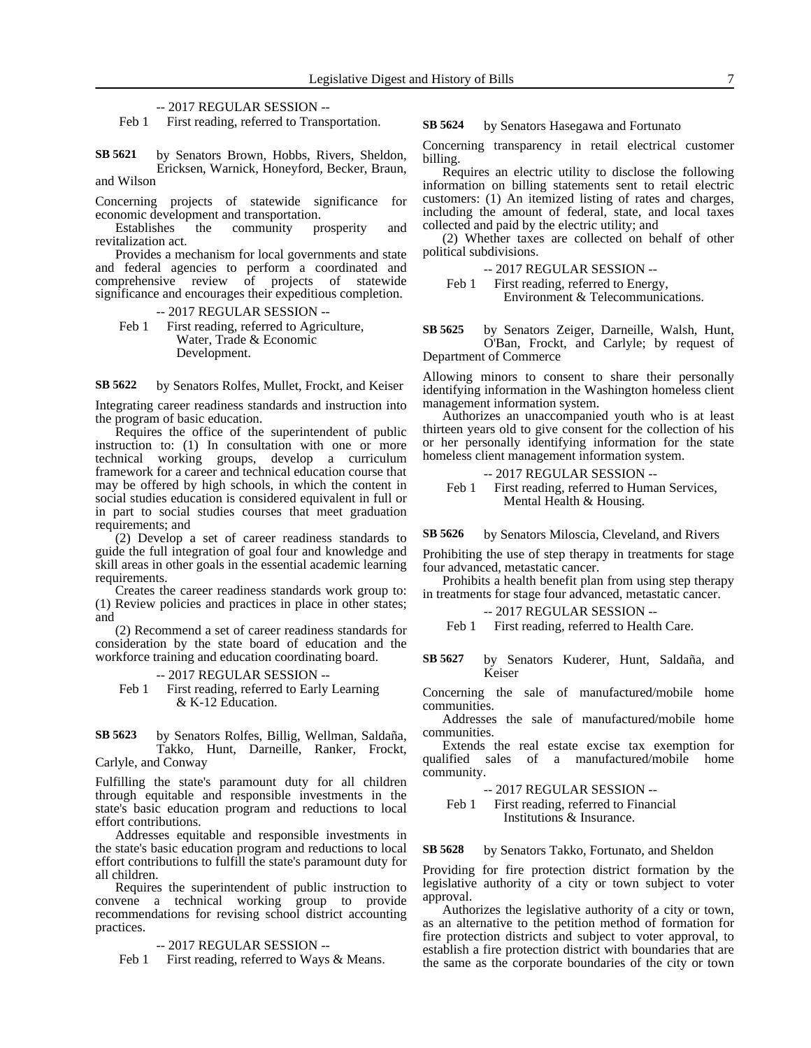-- 2017 REGULAR SESSION --

Feb 1 First reading, referred to Transportation.

**SB 5621** by Senators Brown, Hobbs, Rivers, Sheldon, Ericksen, Warnick, Honeyford, Becker, Braun, and Wilson

Concerning projects of statewide significance for economic development and transportation.

Establishes the community prosperity and revitalization act.

Provides a mechanism for local governments and state and federal agencies to perform a coordinated and comprehensive review of projects of statewide significance and encourages their expeditious completion.

-- 2017 REGULAR SESSION --

Feb 1 First reading, referred to Agriculture, Water, Trade & Economic Development.

**SB 5622** by Senators Rolfes, Mullet, Frockt, and Keiser

Integrating career readiness standards and instruction into the program of basic education.

Requires the office of the superintendent of public instruction to: (1) In consultation with one or more technical working groups, develop a curriculum framework for a career and technical education course that may be offered by high schools, in which the content in social studies education is considered equivalent in full or in part to social studies courses that meet graduation requirements; and

(2) Develop a set of career readiness standards to guide the full integration of goal four and knowledge and skill areas in other goals in the essential academic learning requirements.

Creates the career readiness standards work group to: (1) Review policies and practices in place in other states; and

(2) Recommend a set of career readiness standards for consideration by the state board of education and the workforce training and education coordinating board.

-- 2017 REGULAR SESSION --

Feb 1 First reading, referred to Early Learning & K-12 Education.

**SB 5623** by Senators Rolfes, Billig, Wellman, Saldaña, Takko, Hunt, Darneille, Ranker, Frockt, Carlyle, and Conway

Fulfilling the state's paramount duty for all children through equitable and responsible investments in the state's basic education program and reductions to local effort contributions.

Addresses equitable and responsible investments in the state's basic education program and reductions to local effort contributions to fulfill the state's paramount duty for all children.

Requires the superintendent of public instruction to convene a technical working group to provide recommendations for revising school district accounting practices.

-- 2017 REGULAR SESSION --

Feb 1 First reading, referred to Ways & Means.

**SB 5624** by Senators Hasegawa and Fortunato

Concerning transparency in retail electrical customer billing.

Requires an electric utility to disclose the following information on billing statements sent to retail electric customers: (1) An itemized listing of rates and charges, including the amount of federal, state, and local taxes collected and paid by the electric utility; and

(2) Whether taxes are collected on behalf of other political subdivisions.

-- 2017 REGULAR SESSION --

Feb 1 First reading, referred to Energy, Environment & Telecommunications.

**SB 5625** by Senators Zeiger, Darneille, Walsh, Hunt, O'Ban, Frockt, and Carlyle; by request of Department of Commerce

Allowing minors to consent to share their personally identifying information in the Washington homeless client management information system.

Authorizes an unaccompanied youth who is at least thirteen years old to give consent for the collection of his or her personally identifying information for the state homeless client management information system.

-- 2017 REGULAR SESSION --

Feb 1 First reading, referred to Human Services, Mental Health & Housing.

**SB 5626** by Senators Miloscia, Cleveland, and Rivers

Prohibiting the use of step therapy in treatments for stage four advanced, metastatic cancer.

Prohibits a health benefit plan from using step therapy in treatments for stage four advanced, metastatic cancer.

-- 2017 REGULAR SESSION --

Feb 1 First reading, referred to Health Care.

**SB 5627** by Senators Kuderer, Hunt, Saldaña, and Keiser

Concerning the sale of manufactured/mobile home communities.

Addresses the sale of manufactured/mobile home communities.

Extends the real estate excise tax exemption for qualified sales of a manufactured/mobile home community.

-- 2017 REGULAR SESSION --

Feb 1 First reading, referred to Financial Institutions & Insurance.

**SB 5628** by Senators Takko, Fortunato, and Sheldon

Providing for fire protection district formation by the legislative authority of a city or town subject to voter approval.

Authorizes the legislative authority of a city or town, as an alternative to the petition method of formation for fire protection districts and subject to voter approval, to establish a fire protection district with boundaries that are the same as the corporate boundaries of the city or town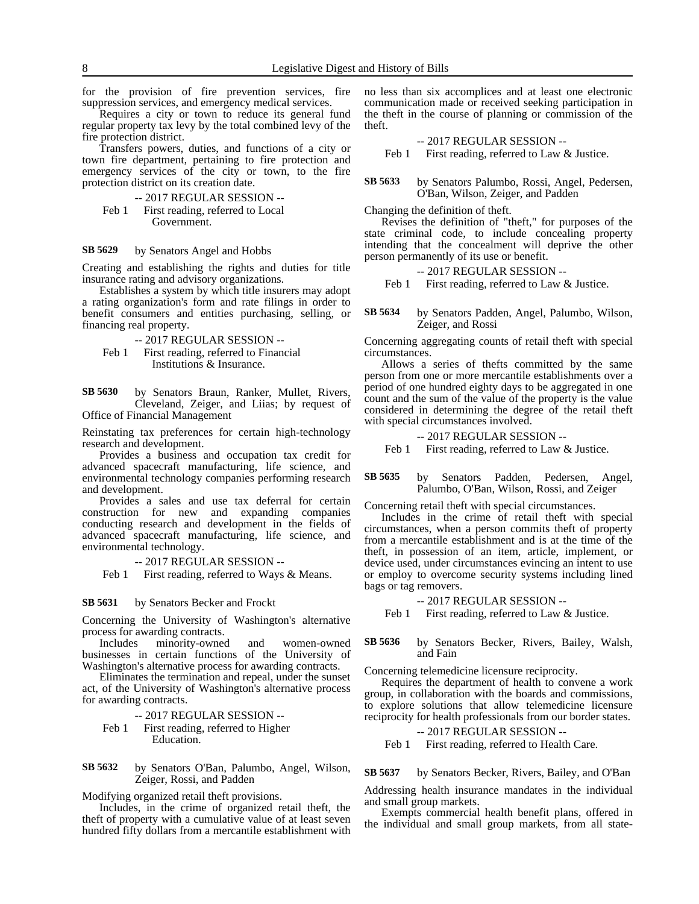for the provision of fire prevention services, fire suppression services, and emergency medical services.

Requires a city or town to reduce its general fund regular property tax levy by the total combined levy of the fire protection district.

Transfers powers, duties, and functions of a city or town fire department, pertaining to fire protection and emergency services of the city or town, to the fire protection district on its creation date.

-- 2017 REGULAR SESSION --

Feb 1 First reading, referred to Local Government.

**SB 5629** by Senators Angel and Hobbs

Creating and establishing the rights and duties for title insurance rating and advisory organizations.

Establishes a system by which title insurers may adopt a rating organization's form and rate filings in order to benefit consumers and entities purchasing, selling, or financing real property.

-- 2017 REGULAR SESSION --

Feb 1 First reading, referred to Financial Institutions & Insurance.

**SB 5630** by Senators Braun, Ranker, Mullet, Rivers, Cleveland, Zeiger, and Liias; by request of Office of Financial Management

Reinstating tax preferences for certain high-technology research and development.

Provides a business and occupation tax credit for advanced spacecraft manufacturing, life science, and environmental technology companies performing research and development.

Provides a sales and use tax deferral for certain construction for new and expanding companies conducting research and development in the fields of advanced spacecraft manufacturing, life science, and environmental technology.

-- 2017 REGULAR SESSION --

Feb 1 First reading, referred to Ways & Means.

**SB 5631** by Senators Becker and Frockt

Concerning the University of Washington's alternative process for awarding contracts.

Includes minority-owned and women-owned businesses in certain functions of the University of Washington's alternative process for awarding contracts.

Eliminates the termination and repeal, under the sunset act, of the University of Washington's alternative process for awarding contracts.

-- 2017 REGULAR SESSION --

Feb 1 First reading, referred to Higher Education.

**SB 5632** by Senators O'Ban, Palumbo, Angel, Wilson, Zeiger, Rossi, and Padden

Modifying organized retail theft provisions.

Includes, in the crime of organized retail theft, the theft of property with a cumulative value of at least seven hundred fifty dollars from a mercantile establishment with no less than six accomplices and at least one electronic communication made or received seeking participation in the theft in the course of planning or commission of the theft.

-- 2017 REGULAR SESSION --

Feb 1 First reading, referred to Law & Justice.

**SB 5633** by Senators Palumbo, Rossi, Angel, Pedersen, O'Ban, Wilson, Zeiger, and Padden

Changing the definition of theft.

Revises the definition of "theft," for purposes of the state criminal code, to include concealing property intending that the concealment will deprive the other person permanently of its use or benefit.

-- 2017 REGULAR SESSION --

Feb 1 First reading, referred to Law & Justice.

**SB 5634** by Senators Padden, Angel, Palumbo, Wilson, Zeiger, and Rossi

Concerning aggregating counts of retail theft with special circumstances.

Allows a series of thefts committed by the same person from one or more mercantile establishments over a period of one hundred eighty days to be aggregated in one count and the sum of the value of the property is the value considered in determining the degree of the retail theft with special circumstances involved.

-- 2017 REGULAR SESSION --

Feb 1 First reading, referred to Law & Justice.

**SB 5635** by Senators Padden, Pedersen, Angel, Palumbo, O'Ban, Wilson, Rossi, and Zeiger

Concerning retail theft with special circumstances.

Includes in the crime of retail theft with special circumstances, when a person commits theft of property from a mercantile establishment and is at the time of the theft, in possession of an item, article, implement, or device used, under circumstances evincing an intent to use or employ to overcome security systems including lined bags or tag removers.

-- 2017 REGULAR SESSION --

Feb 1 First reading, referred to Law & Justice.

**SB 5636** by Senators Becker, Rivers, Bailey, Walsh, and Fain

Concerning telemedicine licensure reciprocity.

Requires the department of health to convene a work group, in collaboration with the boards and commissions, to explore solutions that allow telemedicine licensure reciprocity for health professionals from our border states.

-- 2017 REGULAR SESSION --

Feb 1 First reading, referred to Health Care.

**SB 5637** by Senators Becker, Rivers, Bailey, and O'Ban

Addressing health insurance mandates in the individual and small group markets.

Exempts commercial health benefit plans, offered in the individual and small group markets, from all state-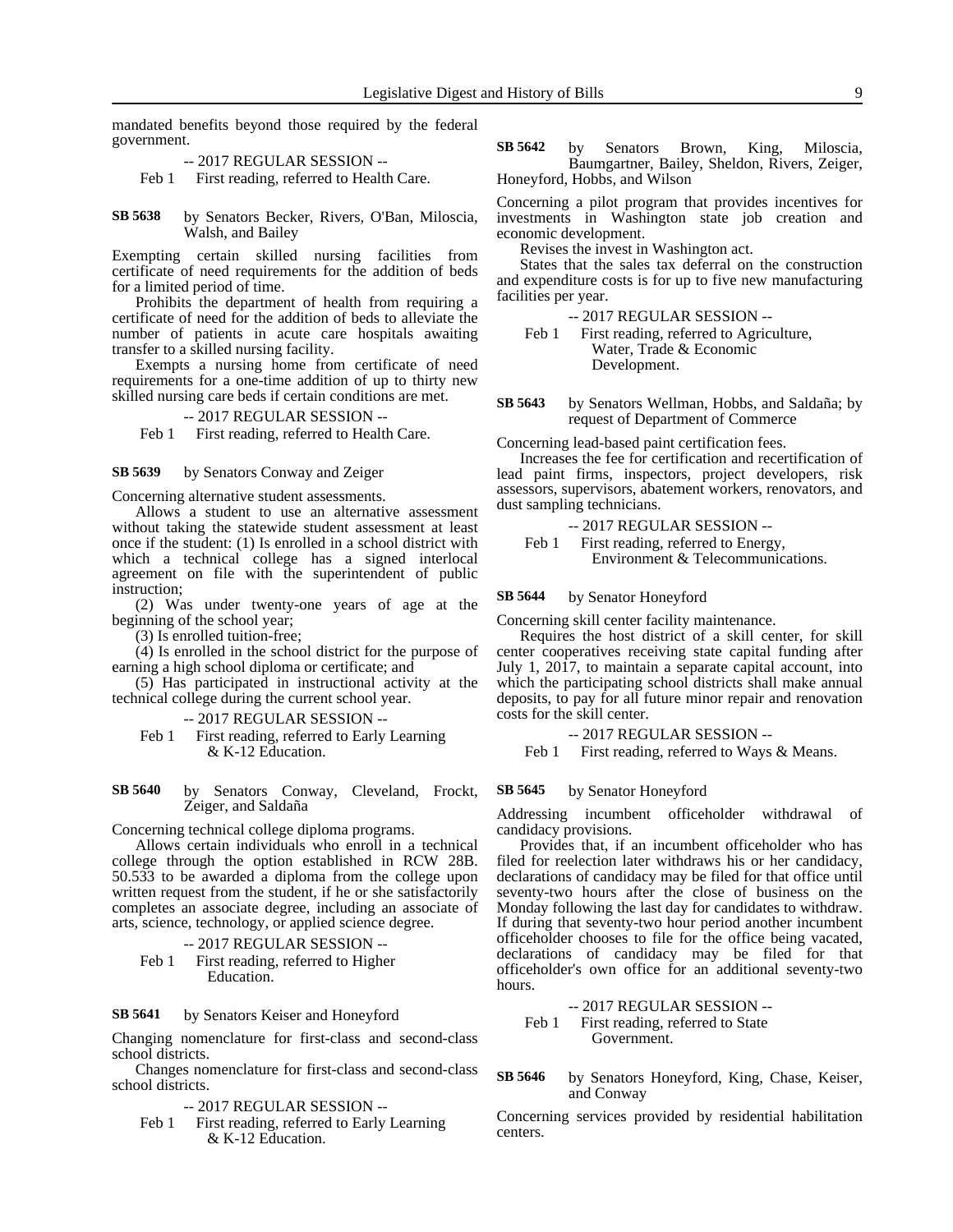mandated benefits beyond those required by the federal government.

-- 2017 REGULAR SESSION --

Feb 1 First reading, referred to Health Care.

**SB 5638** by Senators Becker, Rivers, O'Ban, Miloscia, Walsh, and Bailey

Exempting certain skilled nursing facilities from certificate of need requirements for the addition of beds for a limited period of time.

Prohibits the department of health from requiring a certificate of need for the addition of beds to alleviate the number of patients in acute care hospitals awaiting transfer to a skilled nursing facility.

Exempts a nursing home from certificate of need requirements for a one-time addition of up to thirty new skilled nursing care beds if certain conditions are met.

-- 2017 REGULAR SESSION --

Feb 1 First reading, referred to Health Care.

**SB 5639** by Senators Conway and Zeiger

Concerning alternative student assessments.

Allows a student to use an alternative assessment without taking the statewide student assessment at least once if the student: (1) Is enrolled in a school district with which a technical college has a signed interlocal agreement on file with the superintendent of public instruction;

(2) Was under twenty-one years of age at the beginning of the school year;

(3) Is enrolled tuition-free;

(4) Is enrolled in the school district for the purpose of earning a high school diploma or certificate; and

(5) Has participated in instructional activity at the technical college during the current school year.

-- 2017 REGULAR SESSION --

Feb 1 First reading, referred to Early Learning & K-12 Education.

**SB 5640** by Senators Conway, Cleveland, Frockt, Zeiger, and Saldaña

Concerning technical college diploma programs.

Allows certain individuals who enroll in a technical college through the option established in RCW 28B.50.533 to be awarded a diploma from the college upon written request from the student, if he or she satisfactorily completes an associate degree, including an associate of arts, science, technology, or applied science degree.

-- 2017 REGULAR SESSION --

Feb 1 First reading, referred to Higher Education.

**SB 5641** by Senators Keiser and Honeyford

Changing nomenclature for first-class and second-class school districts.

Changes nomenclature for first-class and second-class school districts.

-- 2017 REGULAR SESSION --

Feb 1 First reading, referred to Early Learning & K-12 Education.

**SB 5642** by Senators Brown, King, Miloscia, Baumgartner, Bailey, Sheldon, Rivers, Zeiger, Honeyford, Hobbs, and Wilson

Concerning a pilot program that provides incentives for investments in Washington state job creation and economic development.

Revises the invest in Washington act.

States that the sales tax deferral on the construction and expenditure costs is for up to five new manufacturing facilities per year.

-- 2017 REGULAR SESSION --

Feb 1 First reading, referred to Agriculture, Water, Trade & Economic Development.

**SB 5643** by Senators Wellman, Hobbs, and Saldaña; by request of Department of Commerce

Concerning lead-based paint certification fees.

Increases the fee for certification and recertification of lead paint firms, inspectors, project developers, risk assessors, supervisors, abatement workers, renovators, and dust sampling technicians.

-- 2017 REGULAR SESSION --

Feb 1 First reading, referred to Energy, Environment & Telecommunications.

**SB 5644** by Senator Honeyford

Concerning skill center facility maintenance.

Requires the host district of a skill center, for skill center cooperatives receiving state capital funding after July 1, 2017, to maintain a separate capital account, into which the participating school districts shall make annual deposits, to pay for all future minor repair and renovation costs for the skill center.

-- 2017 REGULAR SESSION --

Feb 1 First reading, referred to Ways & Means.

**SB 5645** by Senator Honeyford

Addressing incumbent officeholder withdrawal of candidacy provisions.

Provides that, if an incumbent officeholder who has filed for reelection later withdraws his or her candidacy, declarations of candidacy may be filed for that office until seventy-two hours after the close of business on the Monday following the last day for candidates to withdraw. If during that seventy-two hour period another incumbent officeholder chooses to file for the office being vacated, declarations of candidacy may be filed for that officeholder's own office for an additional seventy-two hours.

-- 2017 REGULAR SESSION --

Feb 1 First reading, referred to State Government.

**SB 5646** by Senators Honeyford, King, Chase, Keiser, and Conway

Concerning services provided by residential habilitation centers.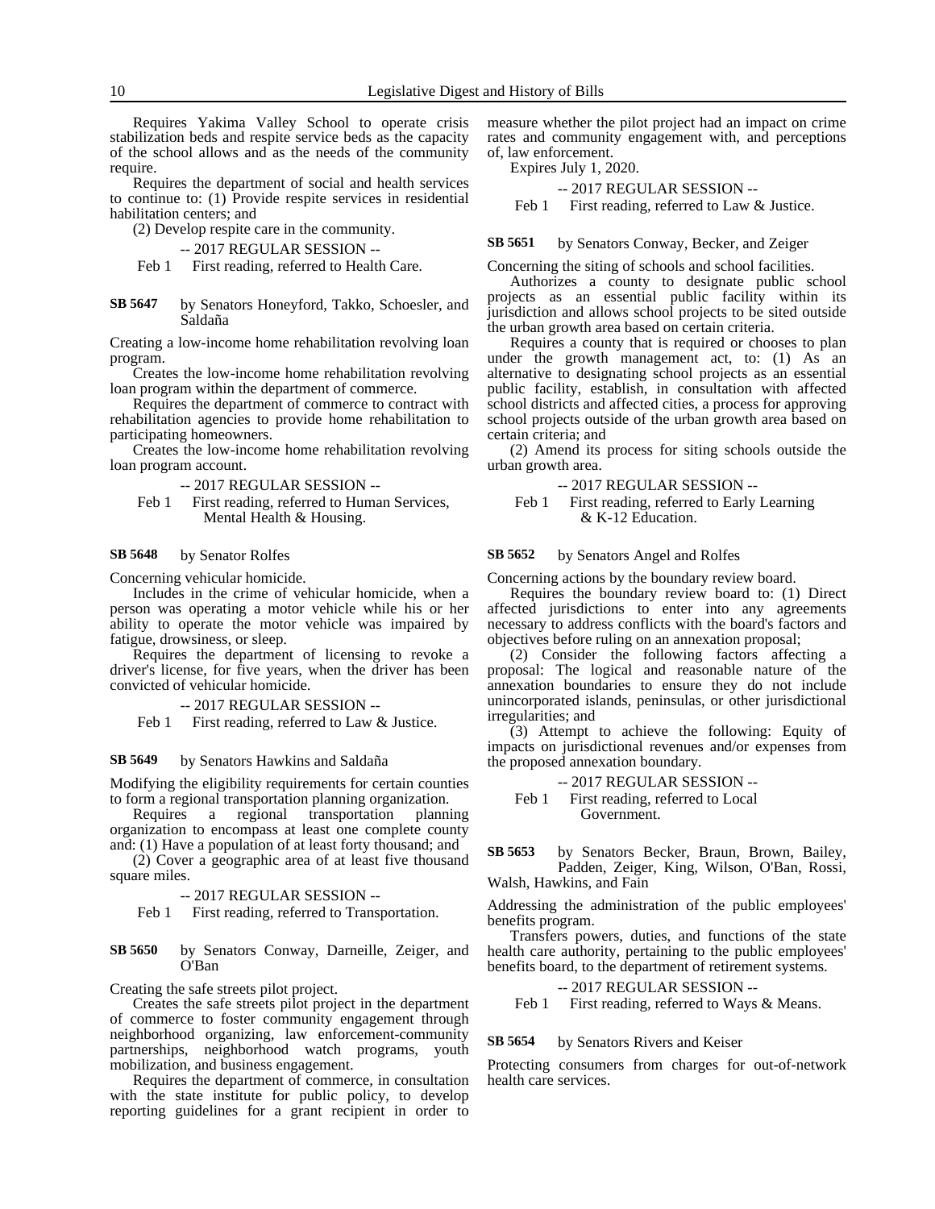Requires Yakima Valley School to operate crisis stabilization beds and respite service beds as the capacity of the school allows and as the needs of the community require.

Requires the department of social and health services to continue to: (1) Provide respite services in residential habilitation centers; and

(2) Develop respite care in the community.

-- 2017 REGULAR SESSION --

Feb 1 First reading, referred to Health Care.

**SB 5647** by Senators Honeyford, Takko, Schoesler, and Saldaña

Creating a low-income home rehabilitation revolving loan program.

Creates the low-income home rehabilitation revolving loan program within the department of commerce.

Requires the department of commerce to contract with rehabilitation agencies to provide home rehabilitation to participating homeowners.

Creates the low-income home rehabilitation revolving loan program account.

-- 2017 REGULAR SESSION --

Feb 1 First reading, referred to Human Services, Mental Health & Housing.

**SB 5648** by Senator Rolfes

Concerning vehicular homicide.

Includes in the crime of vehicular homicide, when a person was operating a motor vehicle while his or her ability to operate the motor vehicle was impaired by fatigue, drowsiness, or sleep.

Requires the department of licensing to revoke a driver's license, for five years, when the driver has been convicted of vehicular homicide.

-- 2017 REGULAR SESSION --

Feb 1 First reading, referred to Law & Justice.

**SB 5649** by Senators Hawkins and Saldaña

Modifying the eligibility requirements for certain counties to form a regional transportation planning organization.

Requires a regional transportation planning organization to encompass at least one complete county and: (1) Have a population of at least forty thousand; and

(2) Cover a geographic area of at least five thousand square miles.

-- 2017 REGULAR SESSION --

Feb 1 First reading, referred to Transportation.

**SB 5650** by Senators Conway, Darneille, Zeiger, and O'Ban

Creating the safe streets pilot project.

Creates the safe streets pilot project in the department of commerce to foster community engagement through neighborhood organizing, law enforcement-community partnerships, neighborhood watch programs, youth mobilization, and business engagement.

Requires the department of commerce, in consultation with the state institute for public policy, to develop reporting guidelines for a grant recipient in order to measure whether the pilot project had an impact on crime rates and community engagement with, and perceptions of, law enforcement.

Expires July 1, 2020.

-- 2017 REGULAR SESSION --

Feb 1 First reading, referred to Law & Justice.

**SB 5651** by Senators Conway, Becker, and Zeiger

Concerning the siting of schools and school facilities.

Authorizes a county to designate public school projects as an essential public facility within its jurisdiction and allows school projects to be sited outside the urban growth area based on certain criteria.

Requires a county that is required or chooses to plan under the growth management act, to: (1) As an alternative to designating school projects as an essential public facility, establish, in consultation with affected school districts and affected cities, a process for approving school projects outside of the urban growth area based on certain criteria; and

(2) Amend its process for siting schools outside the urban growth area.

-- 2017 REGULAR SESSION --

Feb 1 First reading, referred to Early Learning & K-12 Education.

**SB 5652** by Senators Angel and Rolfes

Concerning actions by the boundary review board.

Requires the boundary review board to: (1) Direct affected jurisdictions to enter into any agreements necessary to address conflicts with the board's factors and objectives before ruling on an annexation proposal;

(2) Consider the following factors affecting a proposal: The logical and reasonable nature of the annexation boundaries to ensure they do not include unincorporated islands, peninsulas, or other jurisdictional irregularities; and

(3) Attempt to achieve the following: Equity of impacts on jurisdictional revenues and/or expenses from the proposed annexation boundary.

-- 2017 REGULAR SESSION --

Feb 1 First reading, referred to Local Government.

**SB 5653** by Senators Becker, Braun, Brown, Bailey, Padden, Zeiger, King, Wilson, O'Ban, Rossi, Walsh, Hawkins, and Fain

Addressing the administration of the public employees' benefits program.

Transfers powers, duties, and functions of the state health care authority, pertaining to the public employees' benefits board, to the department of retirement systems.

-- 2017 REGULAR SESSION --

Feb 1 First reading, referred to Ways & Means.

**SB 5654** by Senators Rivers and Keiser

Protecting consumers from charges for out-of-network health care services.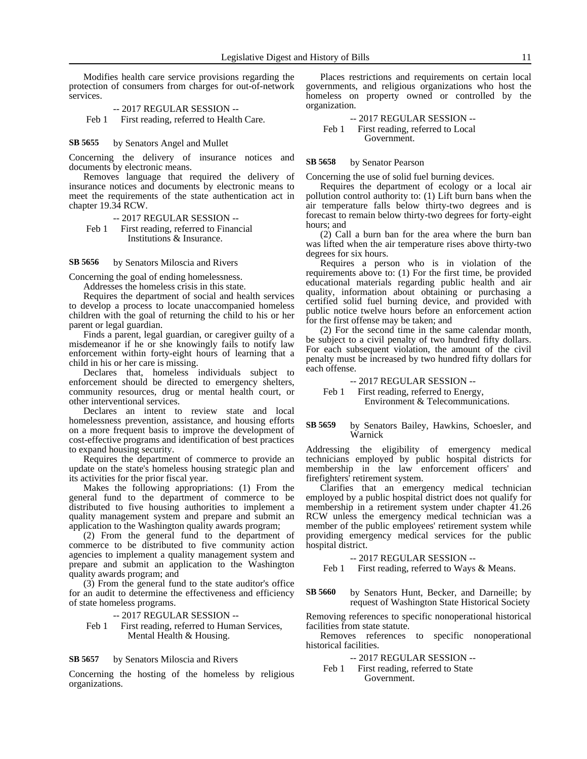Modifies health care service provisions regarding the protection of consumers from charges for out-of-network services.

-- 2017 REGULAR SESSION --

Feb 1 First reading, referred to Health Care.

**SB 5655** by Senators Angel and Mullet

Concerning the delivery of insurance notices and documents by electronic means.

Removes language that required the delivery of insurance notices and documents by electronic means to meet the requirements of the state authentication act in chapter 19.34 RCW.

-- 2017 REGULAR SESSION --

Feb 1 First reading, referred to Financial Institutions & Insurance.

**SB 5656** by Senators Miloscia and Rivers

Concerning the goal of ending homelessness.

Addresses the homeless crisis in this state.

Requires the department of social and health services to develop a process to locate unaccompanied homeless children with the goal of returning the child to his or her parent or legal guardian.

Finds a parent, legal guardian, or caregiver guilty of a misdemeanor if he or she knowingly fails to notify law enforcement within forty-eight hours of learning that a child in his or her care is missing.

Declares that, homeless individuals subject to enforcement should be directed to emergency shelters, community resources, drug or mental health court, or other interventional services.

Declares an intent to review state and local homelessness prevention, assistance, and housing efforts on a more frequent basis to improve the development of cost-effective programs and identification of best practices to expand housing security.

Requires the department of commerce to provide an update on the state's homeless housing strategic plan and its activities for the prior fiscal year.

Makes the following appropriations: (1) From the general fund to the department of commerce to be distributed to five housing authorities to implement a quality management system and prepare and submit an application to the Washington quality awards program;

(2) From the general fund to the department of commerce to be distributed to five community action agencies to implement a quality management system and prepare and submit an application to the Washington quality awards program; and

(3) From the general fund to the state auditor's office for an audit to determine the effectiveness and efficiency of state homeless programs.

-- 2017 REGULAR SESSION --

Feb 1 First reading, referred to Human Services, Mental Health & Housing.

**SB 5657** by Senators Miloscia and Rivers

Concerning the hosting of the homeless by religious organizations.

Places restrictions and requirements on certain local governments, and religious organizations who host the homeless on property owned or controlled by the organization.

-- 2017 REGULAR SESSION --

Feb 1 First reading, referred to Local Government.

**SB 5658** by Senator Pearson

Concerning the use of solid fuel burning devices.

Requires the department of ecology or a local air pollution control authority to: (1) Lift burn bans when the air temperature falls below thirty-two degrees and is forecast to remain below thirty-two degrees for forty-eight hours; and

(2) Call a burn ban for the area where the burn ban was lifted when the air temperature rises above thirty-two degrees for six hours.

Requires a person who is in violation of the requirements above to: (1) For the first time, be provided educational materials regarding public health and air quality, information about obtaining or purchasing a certified solid fuel burning device, and provided with public notice twelve hours before an enforcement action for the first offense may be taken; and

(2) For the second time in the same calendar month, be subject to a civil penalty of two hundred fifty dollars. For each subsequent violation, the amount of the civil penalty must be increased by two hundred fifty dollars for each offense.

-- 2017 REGULAR SESSION --

Feb 1 First reading, referred to Energy, Environment & Telecommunications.

**SB 5659** by Senators Bailey, Hawkins, Schoesler, and Warnick

Addressing the eligibility of emergency medical technicians employed by public hospital districts for membership in the law enforcement officers' and firefighters' retirement system.

Clarifies that an emergency medical technician employed by a public hospital district does not qualify for membership in a retirement system under chapter 41.26 RCW unless the emergency medical technician was a member of the public employees' retirement system while providing emergency medical services for the public hospital district.

-- 2017 REGULAR SESSION --

Feb 1 First reading, referred to Ways & Means.

**SB 5660** by Senators Hunt, Becker, and Darneille; by request of Washington State Historical Society

Removing references to specific nonoperational historical facilities from state statute.

Removes references to specific nonoperational historical facilities.

-- 2017 REGULAR SESSION --

Feb 1 First reading, referred to State Government.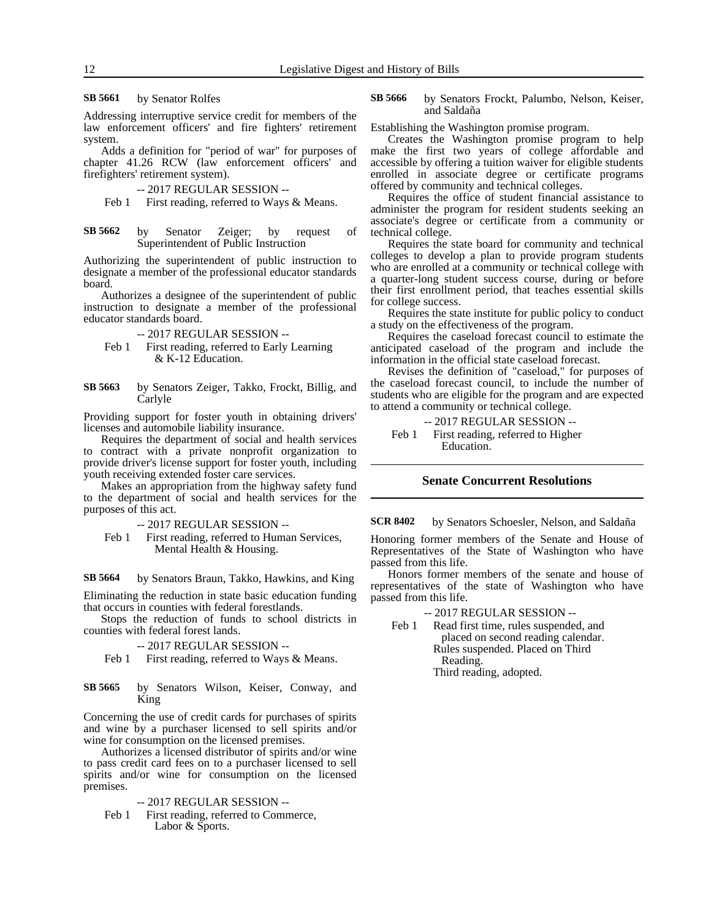**SB 5661** by Senator Rolfes

Addressing interruptive service credit for members of the law enforcement officers' and fire fighters' retirement system.

Adds a definition for "period of war" for purposes of chapter 41.26 RCW (law enforcement officers' and firefighters' retirement system).

-- 2017 REGULAR SESSION --

Feb 1 First reading, referred to Ways & Means.

**SB 5662** by Senator Zeiger; by request of Superintendent of Public Instruction

Authorizing the superintendent of public instruction to designate a member of the professional educator standards board.

Authorizes a designee of the superintendent of public instruction to designate a member of the professional educator standards board.

-- 2017 REGULAR SESSION --

Feb 1 First reading, referred to Early Learning & K-12 Education.

**SB 5663** by Senators Zeiger, Takko, Frockt, Billig, and Carlyle

Providing support for foster youth in obtaining drivers' licenses and automobile liability insurance.

Requires the department of social and health services to contract with a private nonprofit organization to provide driver's license support for foster youth, including youth receiving extended foster care services.

Makes an appropriation from the highway safety fund to the department of social and health services for the purposes of this act.

-- 2017 REGULAR SESSION --

Feb 1 First reading, referred to Human Services, Mental Health & Housing.

**SB 5664** by Senators Braun, Takko, Hawkins, and King

Eliminating the reduction in state basic education funding that occurs in counties with federal forestlands.

Stops the reduction of funds to school districts in counties with federal forest lands.

-- 2017 REGULAR SESSION --

Feb 1 First reading, referred to Ways & Means.

**SB 5665** by Senators Wilson, Keiser, Conway, and King

Concerning the use of credit cards for purchases of spirits and wine by a purchaser licensed to sell spirits and/or wine for consumption on the licensed premises.

Authorizes a licensed distributor of spirits and/or wine to pass credit card fees on to a purchaser licensed to sell spirits and/or wine for consumption on the licensed premises.

-- 2017 REGULAR SESSION --

Feb 1 First reading, referred to Commerce, Labor & Sports.

**SB 5666** by Senators Frockt, Palumbo, Nelson, Keiser, and Saldaña

Establishing the Washington promise program.

Creates the Washington promise program to help make the first two years of college affordable and accessible by offering a tuition waiver for eligible students enrolled in associate degree or certificate programs offered by community and technical colleges.

Requires the office of student financial assistance to administer the program for resident students seeking an associate's degree or certificate from a community or technical college.

Requires the state board for community and technical colleges to develop a plan to provide program students who are enrolled at a community or technical college with a quarter-long student success course, during or before their first enrollment period, that teaches essential skills for college success.

Requires the state institute for public policy to conduct a study on the effectiveness of the program.

Requires the caseload forecast council to estimate the anticipated caseload of the program and include the information in the official state caseload forecast.

Revises the definition of "caseload," for purposes of the caseload forecast council, to include the number of students who are eligible for the program and are expected to attend a community or technical college.

-- 2017 REGULAR SESSION --

Feb 1 First reading, referred to Higher Education.

## Senate Concurrent Resolutions

**SCR 8402** by Senators Schoesler, Nelson, and Saldaña

Honoring former members of the Senate and House of Representatives of the State of Washington who have passed from this life.

Honors former members of the senate and house of representatives of the state of Washington who have passed from this life.

-- 2017 REGULAR SESSION --

Feb 1 Read first time, rules suspended, and placed on second reading calendar.
Rules suspended. Placed on Third Reading.
Third reading, adopted.